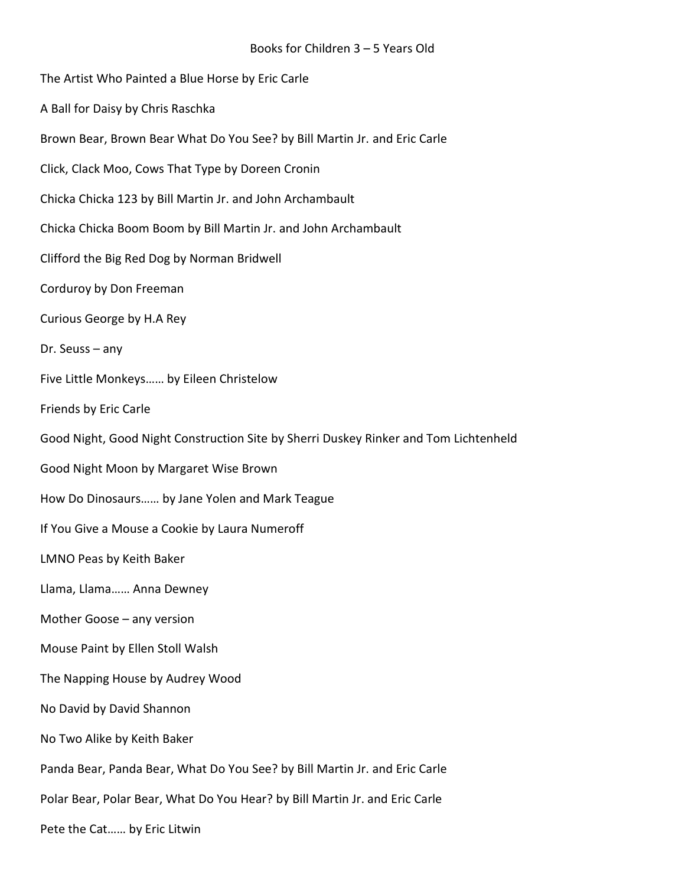# Books for Children 3 – 5 Years Old

The Artist Who Painted a Blue Horse by Eric Carle

A Ball for Daisy by Chris Raschka

Brown Bear, Brown Bear What Do You See? by Bill Martin Jr. and Eric Carle

Click, Clack Moo, Cows That Type by Doreen Cronin

Chicka Chicka 123 by Bill Martin Jr. and John Archambault

Chicka Chicka Boom Boom by Bill Martin Jr. and John Archambault

Clifford the Big Red Dog by Norman Bridwell

Corduroy by Don Freeman

Curious George by H.A Rey

Dr. Seuss – any

Five Little Monkeys…… by Eileen Christelow

Friends by Eric Carle

Good Night, Good Night Construction Site by Sherri Duskey Rinker and Tom Lichtenheld

Good Night Moon by Margaret Wise Brown

How Do Dinosaurs…… by Jane Yolen and Mark Teague

If You Give a Mouse a Cookie by Laura Numeroff

LMNO Peas by Keith Baker

Llama, Llama…… Anna Dewney

Mother Goose – any version

Mouse Paint by Ellen Stoll Walsh

The Napping House by Audrey Wood

No David by David Shannon

No Two Alike by Keith Baker

Panda Bear, Panda Bear, What Do You See? by Bill Martin Jr. and Eric Carle

Polar Bear, Polar Bear, What Do You Hear? by Bill Martin Jr. and Eric Carle

Pete the Cat…… by Eric Litwin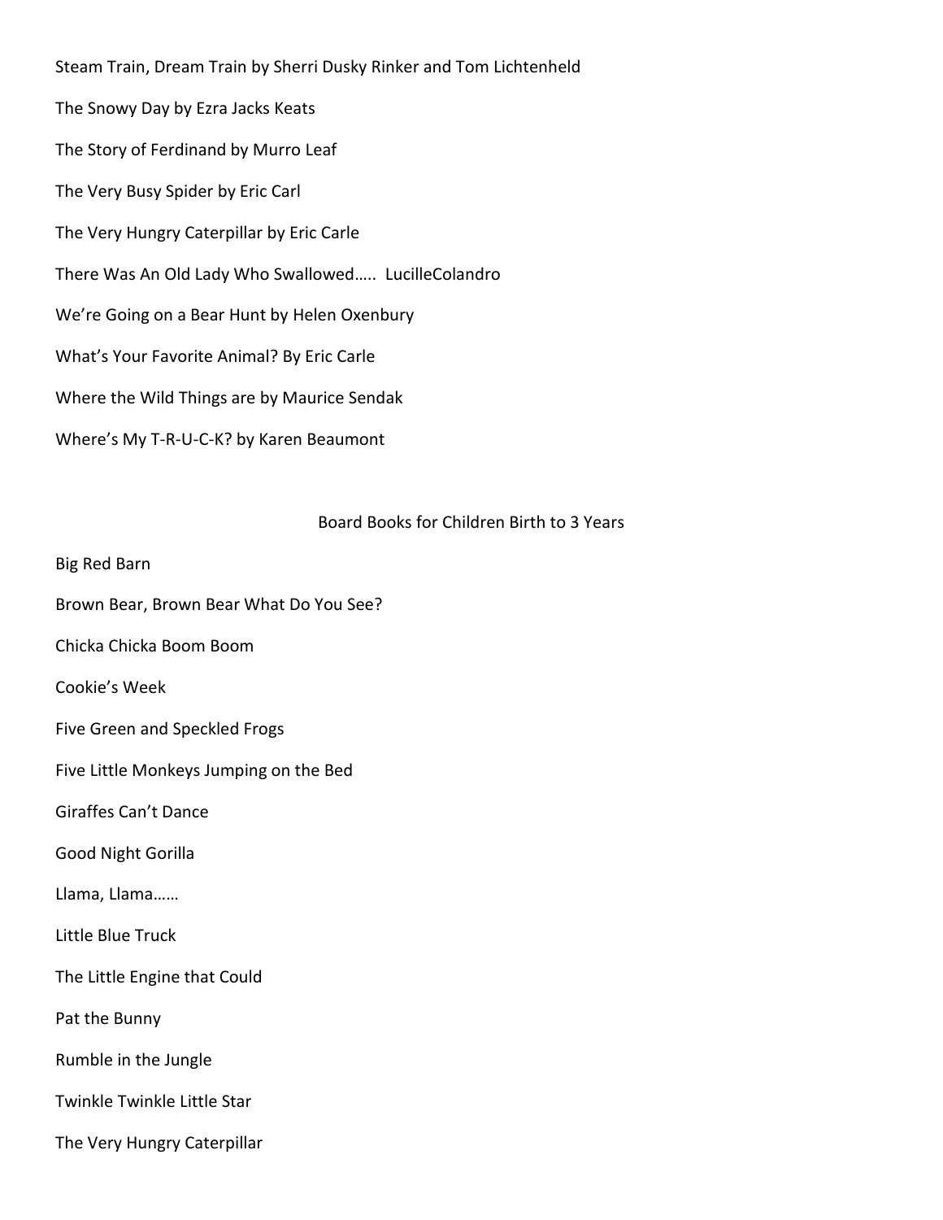Steam Train, Dream Train by Sherri Dusky Rinker and Tom Lichtenheld

The Snowy Day by Ezra Jacks Keats

The Story of Ferdinand by Murro Leaf

The Very Busy Spider by Eric Carl

The Very Hungry Caterpillar by Eric Carle

There Was An Old Lady Who Swallowed….. LucilleColandro

We're Going on a Bear Hunt by Helen Oxenbury

What's Your Favorite Animal? By Eric Carle

Where the Wild Things are by Maurice Sendak

Where's My T-R-U-C-K? by Karen Beaumont

## Board Books for Children Birth to 3 Years

Big Red Barn

Brown Bear, Brown Bear What Do You See?

Chicka Chicka Boom Boom

Cookie's Week

Five Green and Speckled Frogs

Five Little Monkeys Jumping on the Bed

Giraffes Can't Dance

Good Night Gorilla

Llama, Llama……

Little Blue Truck

The Little Engine that Could

Pat the Bunny

Rumble in the Jungle

Twinkle Twinkle Little Star

The Very Hungry Caterpillar